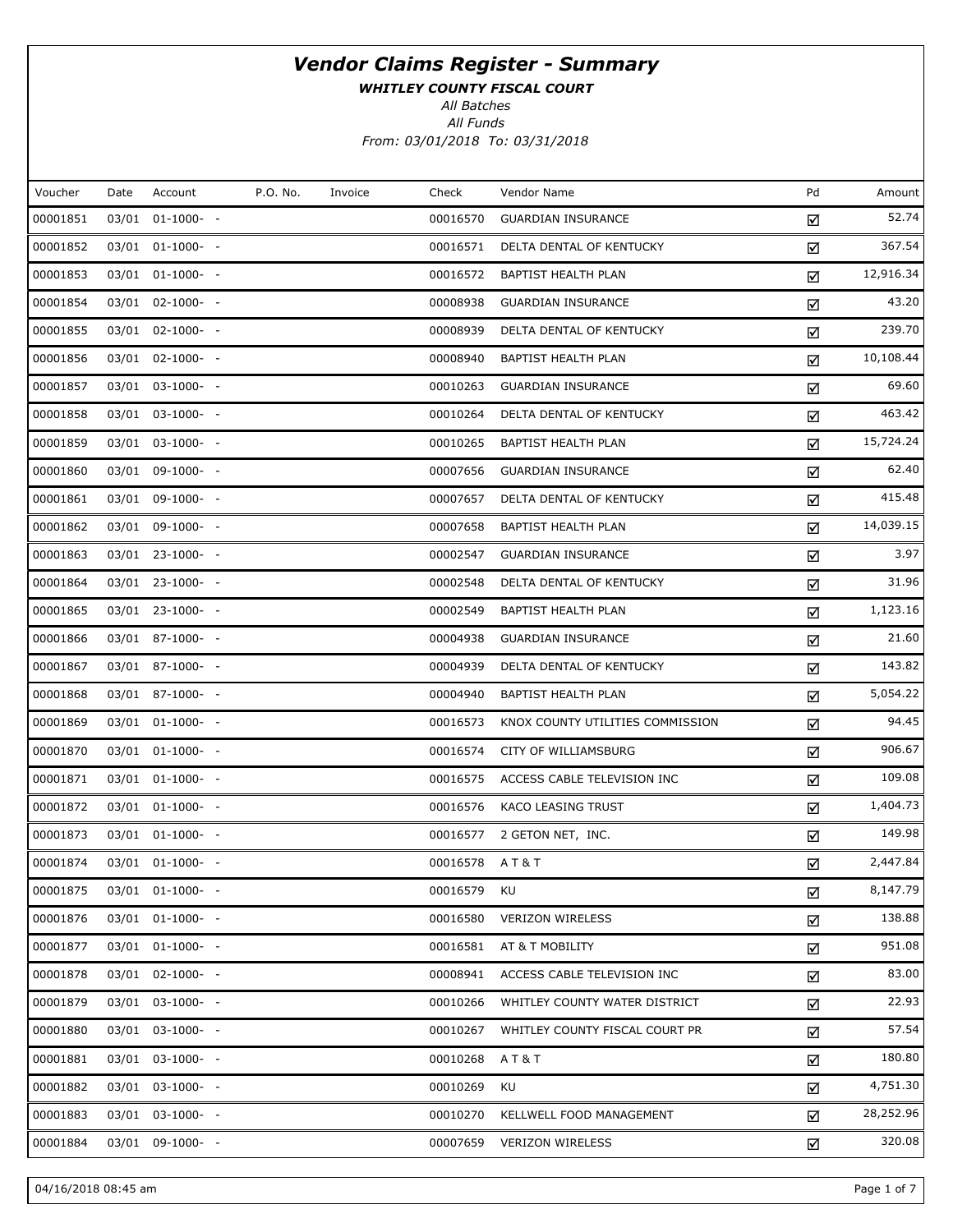# Vendor Claims Register - Summary

**WHITLEY COUNTY FISCAL COURT**

*All Batches*

*All Funds*

*From: 03/01/2018 To: 03/31/2018*

| Voucher | Date | Account | P.O. No. | Invoice | Check | Vendor Name | Pd | Amount |
|---|---|---|---|---|---|---|---|---|
| 00001851 | 03/01 | 01-1000- - | | | 00016570 | GUARDIAN INSURANCE | ☑ | 52.74 |
| 00001852 | 03/01 | 01-1000- - | | | 00016571 | DELTA DENTAL OF KENTUCKY | ☑ | 367.54 |
| 00001853 | 03/01 | 01-1000- - | | | 00016572 | BAPTIST HEALTH PLAN | ☑ | 12,916.34 |
| 00001854 | 03/01 | 02-1000- - | | | 00008938 | GUARDIAN INSURANCE | ☑ | 43.20 |
| 00001855 | 03/01 | 02-1000- - | | | 00008939 | DELTA DENTAL OF KENTUCKY | ☑ | 239.70 |
| 00001856 | 03/01 | 02-1000- - | | | 00008940 | BAPTIST HEALTH PLAN | ☑ | 10,108.44 |
| 00001857 | 03/01 | 03-1000- - | | | 00010263 | GUARDIAN INSURANCE | ☑ | 69.60 |
| 00001858 | 03/01 | 03-1000- - | | | 00010264 | DELTA DENTAL OF KENTUCKY | ☑ | 463.42 |
| 00001859 | 03/01 | 03-1000- - | | | 00010265 | BAPTIST HEALTH PLAN | ☑ | 15,724.24 |
| 00001860 | 03/01 | 09-1000- - | | | 00007656 | GUARDIAN INSURANCE | ☑ | 62.40 |
| 00001861 | 03/01 | 09-1000- - | | | 00007657 | DELTA DENTAL OF KENTUCKY | ☑ | 415.48 |
| 00001862 | 03/01 | 09-1000- - | | | 00007658 | BAPTIST HEALTH PLAN | ☑ | 14,039.15 |
| 00001863 | 03/01 | 23-1000- - | | | 00002547 | GUARDIAN INSURANCE | ☑ | 3.97 |
| 00001864 | 03/01 | 23-1000- - | | | 00002548 | DELTA DENTAL OF KENTUCKY | ☑ | 31.96 |
| 00001865 | 03/01 | 23-1000- - | | | 00002549 | BAPTIST HEALTH PLAN | ☑ | 1,123.16 |
| 00001866 | 03/01 | 87-1000- - | | | 00004938 | GUARDIAN INSURANCE | ☑ | 21.60 |
| 00001867 | 03/01 | 87-1000- - | | | 00004939 | DELTA DENTAL OF KENTUCKY | ☑ | 143.82 |
| 00001868 | 03/01 | 87-1000- - | | | 00004940 | BAPTIST HEALTH PLAN | ☑ | 5,054.22 |
| 00001869 | 03/01 | 01-1000- - | | | 00016573 | KNOX COUNTY UTILITIES COMMISSION | ☑ | 94.45 |
| 00001870 | 03/01 | 01-1000- - | | | 00016574 | CITY OF WILLIAMSBURG | ☑ | 906.67 |
| 00001871 | 03/01 | 01-1000- - | | | 00016575 | ACCESS CABLE TELEVISION INC | ☑ | 109.08 |
| 00001872 | 03/01 | 01-1000- - | | | 00016576 | KACO LEASING TRUST | ☑ | 1,404.73 |
| 00001873 | 03/01 | 01-1000- - | | | 00016577 | 2 GETON NET, INC. | ☑ | 149.98 |
| 00001874 | 03/01 | 01-1000- - | | | 00016578 | A T & T | ☑ | 2,447.84 |
| 00001875 | 03/01 | 01-1000- - | | | 00016579 | KU | ☑ | 8,147.79 |
| 00001876 | 03/01 | 01-1000- - | | | 00016580 | VERIZON WIRELESS | ☑ | 138.88 |
| 00001877 | 03/01 | 01-1000- - | | | 00016581 | AT & T MOBILITY | ☑ | 951.08 |
| 00001878 | 03/01 | 02-1000- - | | | 00008941 | ACCESS CABLE TELEVISION INC | ☑ | 83.00 |
| 00001879 | 03/01 | 03-1000- - | | | 00010266 | WHITLEY COUNTY WATER DISTRICT | ☑ | 22.93 |
| 00001880 | 03/01 | 03-1000- - | | | 00010267 | WHITLEY COUNTY FISCAL COURT PR | ☑ | 57.54 |
| 00001881 | 03/01 | 03-1000- - | | | 00010268 | A T & T | ☑ | 180.80 |
| 00001882 | 03/01 | 03-1000- - | | | 00010269 | KU | ☑ | 4,751.30 |
| 00001883 | 03/01 | 03-1000- - | | | 00010270 | KELLWELL FOOD MANAGEMENT | ☑ | 28,252.96 |
| 00001884 | 03/01 | 09-1000- - | | | 00007659 | VERIZON WIRELESS | ☑ | 320.08 |

04/16/2018 08:45 am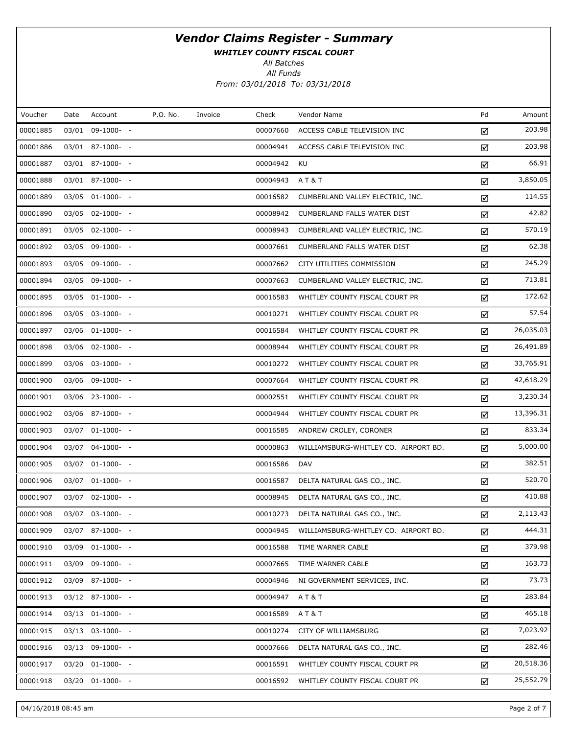# *Vendor Claims Register - Summary*

***WHITLEY COUNTY FISCAL COURT***

*All Batches*

*All Funds*

*From: 03/01/2018 To: 03/31/2018*

| Voucher | Date | Account | P.O. No. | Invoice | Check | Vendor Name | Pd | Amount |
|---|---|---|---|---|---|---|---|---|
| 00001885 | 03/01 | 09-1000- - | | | 00007660 | ACCESS CABLE TELEVISION INC | ☑ | 203.98 |
| 00001886 | 03/01 | 87-1000- - | | | 00004941 | ACCESS CABLE TELEVISION INC | ☑ | 203.98 |
| 00001887 | 03/01 | 87-1000- - | | | 00004942 | KU | ☑ | 66.91 |
| 00001888 | 03/01 | 87-1000- - | | | 00004943 | A T & T | ☑ | 3,850.05 |
| 00001889 | 03/05 | 01-1000- - | | | 00016582 | CUMBERLAND VALLEY ELECTRIC, INC. | ☑ | 114.55 |
| 00001890 | 03/05 | 02-1000- - | | | 00008942 | CUMBERLAND FALLS WATER DIST | ☑ | 42.82 |
| 00001891 | 03/05 | 02-1000- - | | | 00008943 | CUMBERLAND VALLEY ELECTRIC, INC. | ☑ | 570.19 |
| 00001892 | 03/05 | 09-1000- - | | | 00007661 | CUMBERLAND FALLS WATER DIST | ☑ | 62.38 |
| 00001893 | 03/05 | 09-1000- - | | | 00007662 | CITY UTILITIES COMMISSION | ☑ | 245.29 |
| 00001894 | 03/05 | 09-1000- - | | | 00007663 | CUMBERLAND VALLEY ELECTRIC, INC. | ☑ | 713.81 |
| 00001895 | 03/05 | 01-1000- - | | | 00016583 | WHITLEY COUNTY FISCAL COURT PR | ☑ | 172.62 |
| 00001896 | 03/05 | 03-1000- - | | | 00010271 | WHITLEY COUNTY FISCAL COURT PR | ☑ | 57.54 |
| 00001897 | 03/06 | 01-1000- - | | | 00016584 | WHITLEY COUNTY FISCAL COURT PR | ☑ | 26,035.03 |
| 00001898 | 03/06 | 02-1000- - | | | 00008944 | WHITLEY COUNTY FISCAL COURT PR | ☑ | 26,491.89 |
| 00001899 | 03/06 | 03-1000- - | | | 00010272 | WHITLEY COUNTY FISCAL COURT PR | ☑ | 33,765.91 |
| 00001900 | 03/06 | 09-1000- - | | | 00007664 | WHITLEY COUNTY FISCAL COURT PR | ☑ | 42,618.29 |
| 00001901 | 03/06 | 23-1000- - | | | 00002551 | WHITLEY COUNTY FISCAL COURT PR | ☑ | 3,230.34 |
| 00001902 | 03/06 | 87-1000- - | | | 00004944 | WHITLEY COUNTY FISCAL COURT PR | ☑ | 13,396.31 |
| 00001903 | 03/07 | 01-1000- - | | | 00016585 | ANDREW CROLEY, CORONER | ☑ | 833.34 |
| 00001904 | 03/07 | 04-1000- - | | | 00000863 | WILLIAMSBURG-WHITLEY CO. AIRPORT BD. | ☑ | 5,000.00 |
| 00001905 | 03/07 | 01-1000- - | | | 00016586 | DAV | ☑ | 382.51 |
| 00001906 | 03/07 | 01-1000- - | | | 00016587 | DELTA NATURAL GAS CO., INC. | ☑ | 520.70 |
| 00001907 | 03/07 | 02-1000- - | | | 00008945 | DELTA NATURAL GAS CO., INC. | ☑ | 410.88 |
| 00001908 | 03/07 | 03-1000- - | | | 00010273 | DELTA NATURAL GAS CO., INC. | ☑ | 2,113.43 |
| 00001909 | 03/07 | 87-1000- - | | | 00004945 | WILLIAMSBURG-WHITLEY CO. AIRPORT BD. | ☑ | 444.31 |
| 00001910 | 03/09 | 01-1000- - | | | 00016588 | TIME WARNER CABLE | ☑ | 379.98 |
| 00001911 | 03/09 | 09-1000- - | | | 00007665 | TIME WARNER CABLE | ☑ | 163.73 |
| 00001912 | 03/09 | 87-1000- - | | | 00004946 | NI GOVERNMENT SERVICES, INC. | ☑ | 73.73 |
| 00001913 | 03/12 | 87-1000- - | | | 00004947 | A T & T | ☑ | 283.84 |
| 00001914 | 03/13 | 01-1000- - | | | 00016589 | A T & T | ☑ | 465.18 |
| 00001915 | 03/13 | 03-1000- - | | | 00010274 | CITY OF WILLIAMSBURG | ☑ | 7,023.92 |
| 00001916 | 03/13 | 09-1000- - | | | 00007666 | DELTA NATURAL GAS CO., INC. | ☑ | 282.46 |
| 00001917 | 03/20 | 01-1000- - | | | 00016591 | WHITLEY COUNTY FISCAL COURT PR | ☑ | 20,518.36 |
| 00001918 | 03/20 | 01-1000- - | | | 00016592 | WHITLEY COUNTY FISCAL COURT PR | ☑ | 25,552.79 |

04/16/2018 08:45 am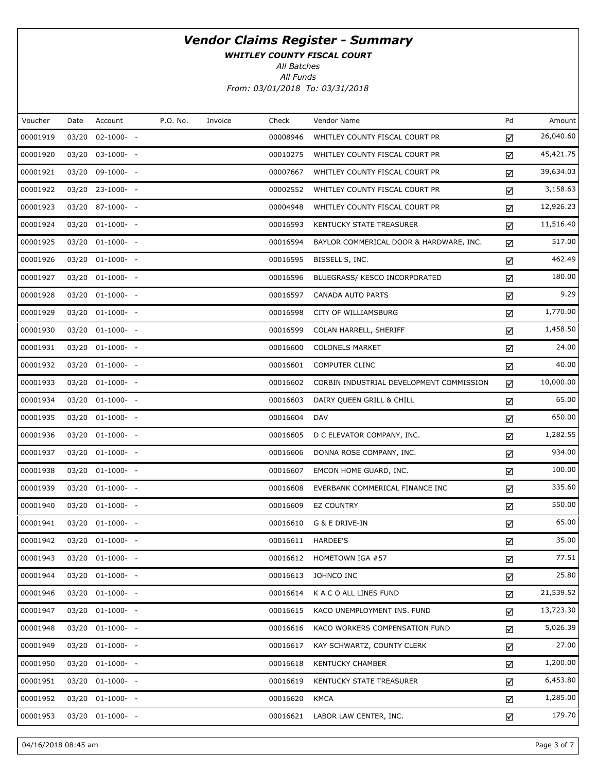# Vendor Claims Register - Summary

***WHITLEY COUNTY FISCAL COURT***

*All Batches*

*All Funds*

*From: 03/01/2018 To: 03/31/2018*

| Voucher | Date | Account | P.O. No. | Invoice | Check | Vendor Name | Pd | Amount |
|---|---|---|---|---|---|---|---|---|
| 00001919 | 03/20 | 02-1000- - | | | 00008946 | WHITLEY COUNTY FISCAL COURT PR | ☑ | 26,040.60 |
| 00001920 | 03/20 | 03-1000- - | | | 00010275 | WHITLEY COUNTY FISCAL COURT PR | ☑ | 45,421.75 |
| 00001921 | 03/20 | 09-1000- - | | | 00007667 | WHITLEY COUNTY FISCAL COURT PR | ☑ | 39,634.03 |
| 00001922 | 03/20 | 23-1000- - | | | 00002552 | WHITLEY COUNTY FISCAL COURT PR | ☑ | 3,158.63 |
| 00001923 | 03/20 | 87-1000- - | | | 00004948 | WHITLEY COUNTY FISCAL COURT PR | ☑ | 12,926.23 |
| 00001924 | 03/20 | 01-1000- - | | | 00016593 | KENTUCKY STATE TREASURER | ☑ | 11,516.40 |
| 00001925 | 03/20 | 01-1000- - | | | 00016594 | BAYLOR COMMERICAL DOOR & HARDWARE, INC. | ☑ | 517.00 |
| 00001926 | 03/20 | 01-1000- - | | | 00016595 | BISSELL'S, INC. | ☑ | 462.49 |
| 00001927 | 03/20 | 01-1000- - | | | 00016596 | BLUEGRASS/ KESCO INCORPORATED | ☑ | 180.00 |
| 00001928 | 03/20 | 01-1000- - | | | 00016597 | CANADA AUTO PARTS | ☑ | 9.29 |
| 00001929 | 03/20 | 01-1000- - | | | 00016598 | CITY OF WILLIAMSBURG | ☑ | 1,770.00 |
| 00001930 | 03/20 | 01-1000- - | | | 00016599 | COLAN HARRELL, SHERIFF | ☑ | 1,458.50 |
| 00001931 | 03/20 | 01-1000- - | | | 00016600 | COLONELS MARKET | ☑ | 24.00 |
| 00001932 | 03/20 | 01-1000- - | | | 00016601 | COMPUTER CLINC | ☑ | 40.00 |
| 00001933 | 03/20 | 01-1000- - | | | 00016602 | CORBIN INDUSTRIAL DEVELOPMENT COMMISSION | ☑ | 10,000.00 |
| 00001934 | 03/20 | 01-1000- - | | | 00016603 | DAIRY QUEEN GRILL & CHILL | ☑ | 65.00 |
| 00001935 | 03/20 | 01-1000- - | | | 00016604 | DAV | ☑ | 650.00 |
| 00001936 | 03/20 | 01-1000- - | | | 00016605 | D C ELEVATOR COMPANY, INC. | ☑ | 1,282.55 |
| 00001937 | 03/20 | 01-1000- - | | | 00016606 | DONNA ROSE COMPANY, INC. | ☑ | 934.00 |
| 00001938 | 03/20 | 01-1000- - | | | 00016607 | EMCON HOME GUARD, INC. | ☑ | 100.00 |
| 00001939 | 03/20 | 01-1000- - | | | 00016608 | EVERBANK COMMERICAL FINANCE INC | ☑ | 335.60 |
| 00001940 | 03/20 | 01-1000- - | | | 00016609 | EZ COUNTRY | ☑ | 550.00 |
| 00001941 | 03/20 | 01-1000- - | | | 00016610 | G & E DRIVE-IN | ☑ | 65.00 |
| 00001942 | 03/20 | 01-1000- - | | | 00016611 | HARDEE'S | ☑ | 35.00 |
| 00001943 | 03/20 | 01-1000- - | | | 00016612 | HOMETOWN IGA #57 | ☑ | 77.51 |
| 00001944 | 03/20 | 01-1000- - | | | 00016613 | JOHNCO INC | ☑ | 25.80 |
| 00001946 | 03/20 | 01-1000- - | | | 00016614 | K A C O ALL LINES FUND | ☑ | 21,539.52 |
| 00001947 | 03/20 | 01-1000- - | | | 00016615 | KACO UNEMPLOYMENT INS. FUND | ☑ | 13,723.30 |
| 00001948 | 03/20 | 01-1000- - | | | 00016616 | KACO WORKERS COMPENSATION FUND | ☑ | 5,026.39 |
| 00001949 | 03/20 | 01-1000- - | | | 00016617 | KAY SCHWARTZ, COUNTY CLERK | ☑ | 27.00 |
| 00001950 | 03/20 | 01-1000- - | | | 00016618 | KENTUCKY CHAMBER | ☑ | 1,200.00 |
| 00001951 | 03/20 | 01-1000- - | | | 00016619 | KENTUCKY STATE TREASURER | ☑ | 6,453.80 |
| 00001952 | 03/20 | 01-1000- - | | | 00016620 | KMCA | ☑ | 1,285.00 |
| 00001953 | 03/20 | 01-1000- - | | | 00016621 | LABOR LAW CENTER, INC. | ☑ | 179.70 |

04/16/2018 08:45 am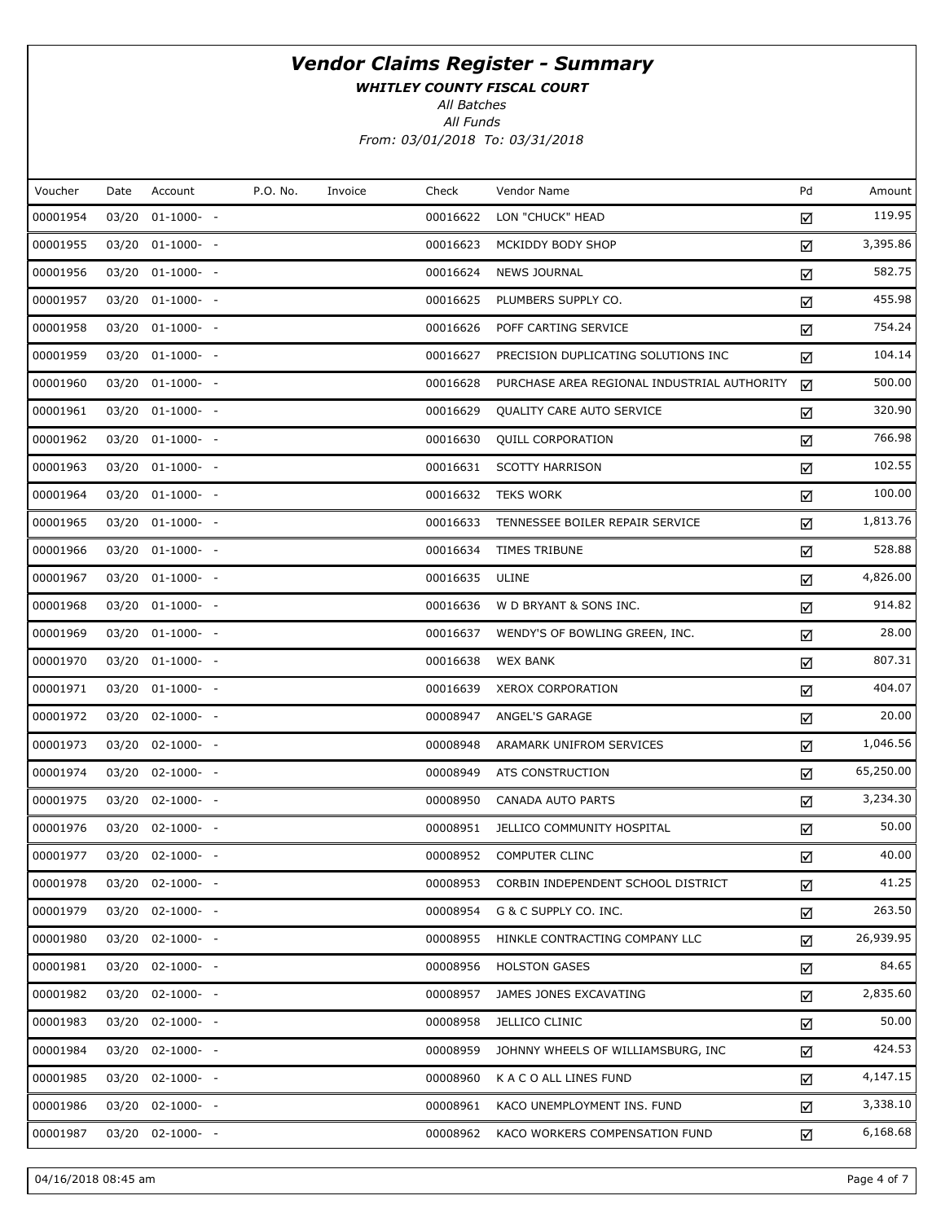# *Vendor Claims Register - Summary*

***WHITLEY COUNTY FISCAL COURT***

*All Batches*

*All Funds*

*From: 03/01/2018 To: 03/31/2018*

| Voucher | Date | Account | P.O. No. | Invoice | Check | Vendor Name | Pd | Amount |
|---|---|---|---|---|---|---|---|---|
| 00001954 | 03/20 | 01-1000- - | | | 00016622 | LON "CHUCK" HEAD | ☑ | 119.95 |
| 00001955 | 03/20 | 01-1000- - | | | 00016623 | MCKIDDY BODY SHOP | ☑ | 3,395.86 |
| 00001956 | 03/20 | 01-1000- - | | | 00016624 | NEWS JOURNAL | ☑ | 582.75 |
| 00001957 | 03/20 | 01-1000- - | | | 00016625 | PLUMBERS SUPPLY CO. | ☑ | 455.98 |
| 00001958 | 03/20 | 01-1000- - | | | 00016626 | POFF CARTING SERVICE | ☑ | 754.24 |
| 00001959 | 03/20 | 01-1000- - | | | 00016627 | PRECISION DUPLICATING SOLUTIONS INC | ☑ | 104.14 |
| 00001960 | 03/20 | 01-1000- - | | | 00016628 | PURCHASE AREA REGIONAL INDUSTRIAL AUTHORITY | ☑ | 500.00 |
| 00001961 | 03/20 | 01-1000- - | | | 00016629 | QUALITY CARE AUTO SERVICE | ☑ | 320.90 |
| 00001962 | 03/20 | 01-1000- - | | | 00016630 | QUILL CORPORATION | ☑ | 766.98 |
| 00001963 | 03/20 | 01-1000- - | | | 00016631 | SCOTTY HARRISON | ☑ | 102.55 |
| 00001964 | 03/20 | 01-1000- - | | | 00016632 | TEKS WORK | ☑ | 100.00 |
| 00001965 | 03/20 | 01-1000- - | | | 00016633 | TENNESSEE BOILER REPAIR SERVICE | ☑ | 1,813.76 |
| 00001966 | 03/20 | 01-1000- - | | | 00016634 | TIMES TRIBUNE | ☑ | 528.88 |
| 00001967 | 03/20 | 01-1000- - | | | 00016635 | ULINE | ☑ | 4,826.00 |
| 00001968 | 03/20 | 01-1000- - | | | 00016636 | W D BRYANT & SONS INC. | ☑ | 914.82 |
| 00001969 | 03/20 | 01-1000- - | | | 00016637 | WENDY'S OF BOWLING GREEN, INC. | ☑ | 28.00 |
| 00001970 | 03/20 | 01-1000- - | | | 00016638 | WEX BANK | ☑ | 807.31 |
| 00001971 | 03/20 | 01-1000- - | | | 00016639 | XEROX CORPORATION | ☑ | 404.07 |
| 00001972 | 03/20 | 02-1000- - | | | 00008947 | ANGEL'S GARAGE | ☑ | 20.00 |
| 00001973 | 03/20 | 02-1000- - | | | 00008948 | ARAMARK UNIFROM SERVICES | ☑ | 1,046.56 |
| 00001974 | 03/20 | 02-1000- - | | | 00008949 | ATS CONSTRUCTION | ☑ | 65,250.00 |
| 00001975 | 03/20 | 02-1000- - | | | 00008950 | CANADA AUTO PARTS | ☑ | 3,234.30 |
| 00001976 | 03/20 | 02-1000- - | | | 00008951 | JELLICO COMMUNITY HOSPITAL | ☑ | 50.00 |
| 00001977 | 03/20 | 02-1000- - | | | 00008952 | COMPUTER CLINC | ☑ | 40.00 |
| 00001978 | 03/20 | 02-1000- - | | | 00008953 | CORBIN INDEPENDENT SCHOOL DISTRICT | ☑ | 41.25 |
| 00001979 | 03/20 | 02-1000- - | | | 00008954 | G & C SUPPLY CO. INC. | ☑ | 263.50 |
| 00001980 | 03/20 | 02-1000- - | | | 00008955 | HINKLE CONTRACTING COMPANY LLC | ☑ | 26,939.95 |
| 00001981 | 03/20 | 02-1000- - | | | 00008956 | HOLSTON GASES | ☑ | 84.65 |
| 00001982 | 03/20 | 02-1000- - | | | 00008957 | JAMES JONES EXCAVATING | ☑ | 2,835.60 |
| 00001983 | 03/20 | 02-1000- - | | | 00008958 | JELLICO CLINIC | ☑ | 50.00 |
| 00001984 | 03/20 | 02-1000- - | | | 00008959 | JOHNNY WHEELS OF WILLIAMSBURG, INC | ☑ | 424.53 |
| 00001985 | 03/20 | 02-1000- - | | | 00008960 | K A C O ALL LINES FUND | ☑ | 4,147.15 |
| 00001986 | 03/20 | 02-1000- - | | | 00008961 | KACO UNEMPLOYMENT INS. FUND | ☑ | 3,338.10 |
| 00001987 | 03/20 | 02-1000- - | | | 00008962 | KACO WORKERS COMPENSATION FUND | ☑ | 6,168.68 |

04/16/2018 08:45 am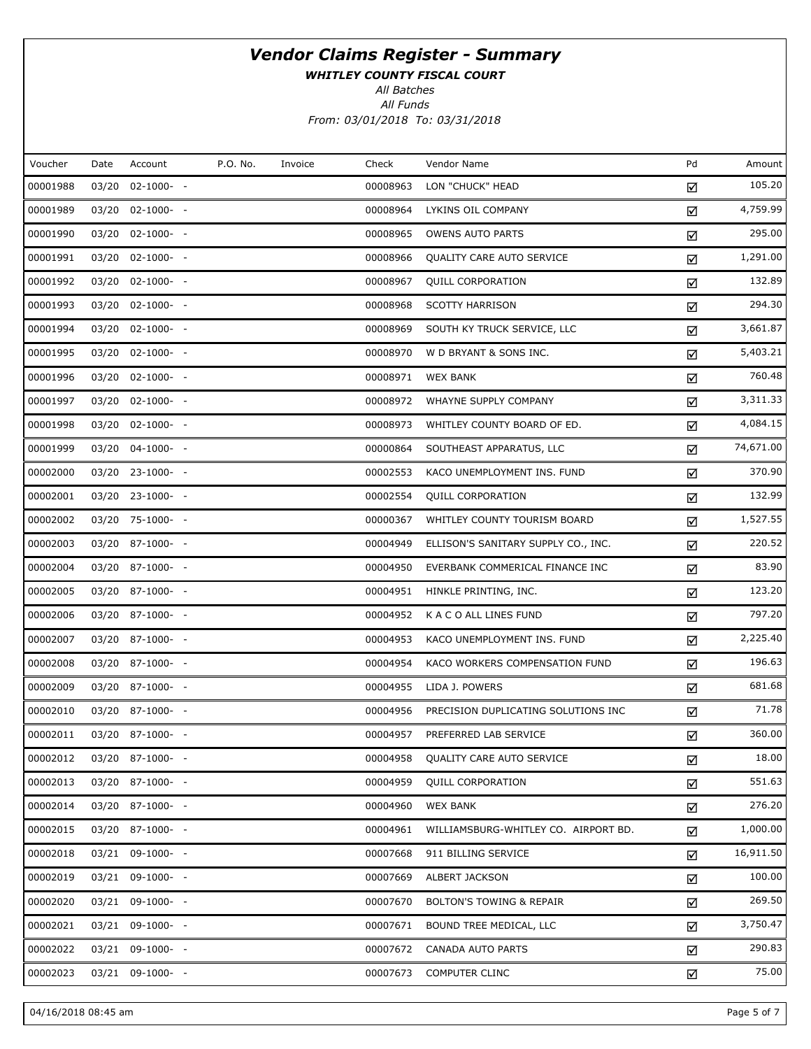# *Vendor Claims Register - Summary*

***WHITLEY COUNTY FISCAL COURT***

*All Batches*

*All Funds*

*From: 03/01/2018 To: 03/31/2018*

| Voucher | Date | Account | P.O. No. | Invoice | Check | Vendor Name | Pd | Amount |
|---|---|---|---|---|---|---|---|---|
| 00001988 | 03/20 | 02-1000- - | | | 00008963 | LON "CHUCK" HEAD | ☑ | 105.20 |
| 00001989 | 03/20 | 02-1000- - | | | 00008964 | LYKINS OIL COMPANY | ☑ | 4,759.99 |
| 00001990 | 03/20 | 02-1000- - | | | 00008965 | OWENS AUTO PARTS | ☑ | 295.00 |
| 00001991 | 03/20 | 02-1000- - | | | 00008966 | QUALITY CARE AUTO SERVICE | ☑ | 1,291.00 |
| 00001992 | 03/20 | 02-1000- - | | | 00008967 | QUILL CORPORATION | ☑ | 132.89 |
| 00001993 | 03/20 | 02-1000- - | | | 00008968 | SCOTTY HARRISON | ☑ | 294.30 |
| 00001994 | 03/20 | 02-1000- - | | | 00008969 | SOUTH KY TRUCK SERVICE, LLC | ☑ | 3,661.87 |
| 00001995 | 03/20 | 02-1000- - | | | 00008970 | W D BRYANT & SONS INC. | ☑ | 5,403.21 |
| 00001996 | 03/20 | 02-1000- - | | | 00008971 | WEX BANK | ☑ | 760.48 |
| 00001997 | 03/20 | 02-1000- - | | | 00008972 | WHAYNE SUPPLY COMPANY | ☑ | 3,311.33 |
| 00001998 | 03/20 | 02-1000- - | | | 00008973 | WHITLEY COUNTY BOARD OF ED. | ☑ | 4,084.15 |
| 00001999 | 03/20 | 04-1000- - | | | 00000864 | SOUTHEAST APPARATUS, LLC | ☑ | 74,671.00 |
| 00002000 | 03/20 | 23-1000- - | | | 00002553 | KACO UNEMPLOYMENT INS. FUND | ☑ | 370.90 |
| 00002001 | 03/20 | 23-1000- - | | | 00002554 | QUILL CORPORATION | ☑ | 132.99 |
| 00002002 | 03/20 | 75-1000- - | | | 00000367 | WHITLEY COUNTY TOURISM BOARD | ☑ | 1,527.55 |
| 00002003 | 03/20 | 87-1000- - | | | 00004949 | ELLISON'S SANITARY SUPPLY CO., INC. | ☑ | 220.52 |
| 00002004 | 03/20 | 87-1000- - | | | 00004950 | EVERBANK COMMERICAL FINANCE INC | ☑ | 83.90 |
| 00002005 | 03/20 | 87-1000- - | | | 00004951 | HINKLE PRINTING, INC. | ☑ | 123.20 |
| 00002006 | 03/20 | 87-1000- - | | | 00004952 | K A C O ALL LINES FUND | ☑ | 797.20 |
| 00002007 | 03/20 | 87-1000- - | | | 00004953 | KACO UNEMPLOYMENT INS. FUND | ☑ | 2,225.40 |
| 00002008 | 03/20 | 87-1000- - | | | 00004954 | KACO WORKERS COMPENSATION FUND | ☑ | 196.63 |
| 00002009 | 03/20 | 87-1000- - | | | 00004955 | LIDA J. POWERS | ☑ | 681.68 |
| 00002010 | 03/20 | 87-1000- - | | | 00004956 | PRECISION DUPLICATING SOLUTIONS INC | ☑ | 71.78 |
| 00002011 | 03/20 | 87-1000- - | | | 00004957 | PREFERRED LAB SERVICE | ☑ | 360.00 |
| 00002012 | 03/20 | 87-1000- - | | | 00004958 | QUALITY CARE AUTO SERVICE | ☑ | 18.00 |
| 00002013 | 03/20 | 87-1000- - | | | 00004959 | QUILL CORPORATION | ☑ | 551.63 |
| 00002014 | 03/20 | 87-1000- - | | | 00004960 | WEX BANK | ☑ | 276.20 |
| 00002015 | 03/20 | 87-1000- - | | | 00004961 | WILLIAMSBURG-WHITLEY CO. AIRPORT BD. | ☑ | 1,000.00 |
| 00002018 | 03/21 | 09-1000- - | | | 00007668 | 911 BILLING SERVICE | ☑ | 16,911.50 |
| 00002019 | 03/21 | 09-1000- - | | | 00007669 | ALBERT JACKSON | ☑ | 100.00 |
| 00002020 | 03/21 | 09-1000- - | | | 00007670 | BOLTON'S TOWING & REPAIR | ☑ | 269.50 |
| 00002021 | 03/21 | 09-1000- - | | | 00007671 | BOUND TREE MEDICAL, LLC | ☑ | 3,750.47 |
| 00002022 | 03/21 | 09-1000- - | | | 00007672 | CANADA AUTO PARTS | ☑ | 290.83 |
| 00002023 | 03/21 | 09-1000- - | | | 00007673 | COMPUTER CLINC | ☑ | 75.00 |

04/16/2018 08:45 am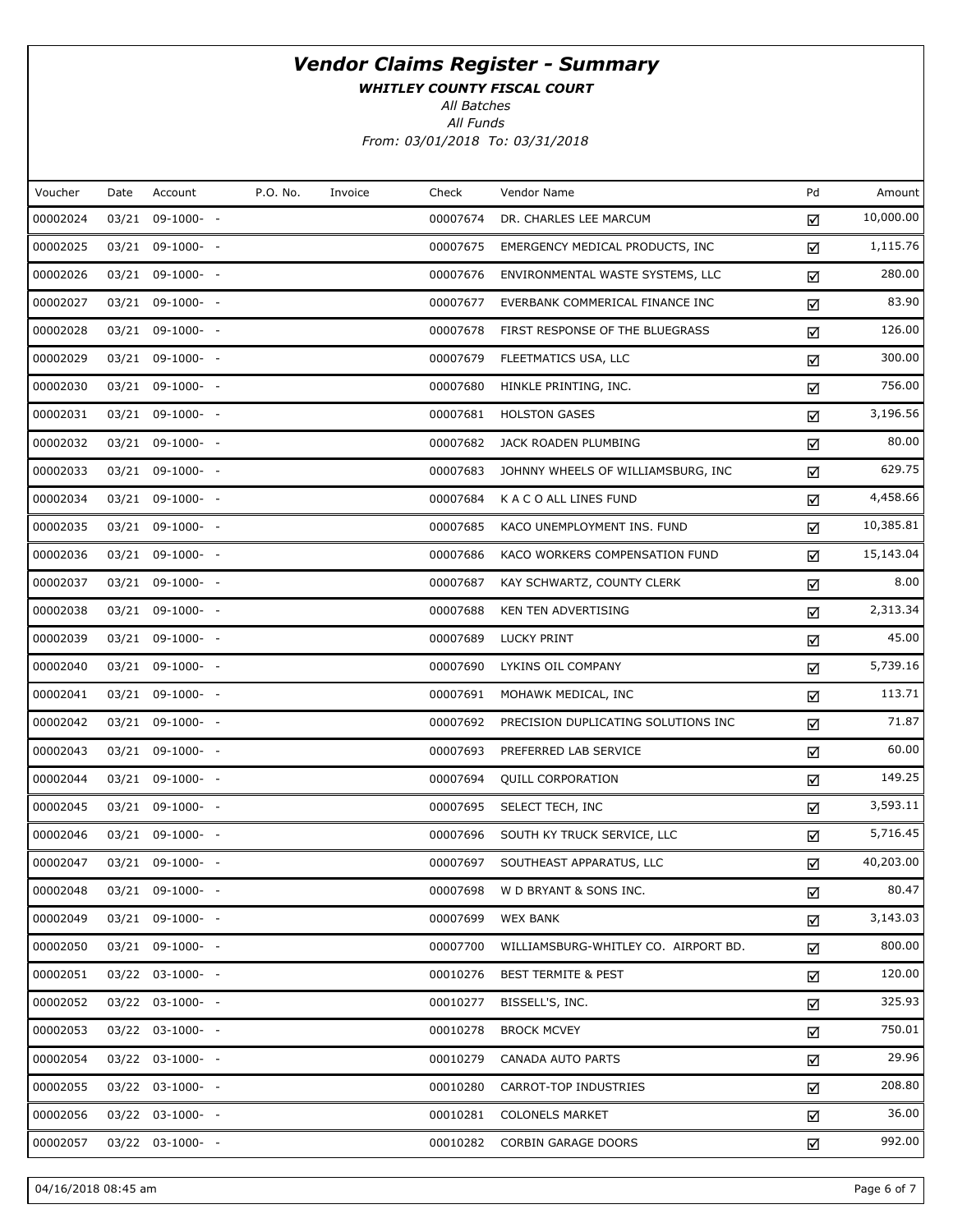# Vendor Claims Register - Summary

***WHITLEY COUNTY FISCAL COURT***

*All Batches*

*All Funds*

*From: 03/01/2018 To: 03/31/2018*

| Voucher | Date | Account | P.O. No. | Invoice | Check | Vendor Name | Pd | Amount |
|---|---|---|---|---|---|---|---|---|
| 00002024 | 03/21 | 09-1000- - | | | 00007674 | DR. CHARLES LEE MARCUM | ☑ | 10,000.00 |
| 00002025 | 03/21 | 09-1000- - | | | 00007675 | EMERGENCY MEDICAL PRODUCTS, INC | ☑ | 1,115.76 |
| 00002026 | 03/21 | 09-1000- - | | | 00007676 | ENVIRONMENTAL WASTE SYSTEMS, LLC | ☑ | 280.00 |
| 00002027 | 03/21 | 09-1000- - | | | 00007677 | EVERBANK COMMERICAL FINANCE INC | ☑ | 83.90 |
| 00002028 | 03/21 | 09-1000- - | | | 00007678 | FIRST RESPONSE OF THE BLUEGRASS | ☑ | 126.00 |
| 00002029 | 03/21 | 09-1000- - | | | 00007679 | FLEETMATICS USA, LLC | ☑ | 300.00 |
| 00002030 | 03/21 | 09-1000- - | | | 00007680 | HINKLE PRINTING, INC. | ☑ | 756.00 |
| 00002031 | 03/21 | 09-1000- - | | | 00007681 | HOLSTON GASES | ☑ | 3,196.56 |
| 00002032 | 03/21 | 09-1000- - | | | 00007682 | JACK ROADEN PLUMBING | ☑ | 80.00 |
| 00002033 | 03/21 | 09-1000- - | | | 00007683 | JOHNNY WHEELS OF WILLIAMSBURG, INC | ☑ | 629.75 |
| 00002034 | 03/21 | 09-1000- - | | | 00007684 | K A C O ALL LINES FUND | ☑ | 4,458.66 |
| 00002035 | 03/21 | 09-1000- - | | | 00007685 | KACO UNEMPLOYMENT INS. FUND | ☑ | 10,385.81 |
| 00002036 | 03/21 | 09-1000- - | | | 00007686 | KACO WORKERS COMPENSATION FUND | ☑ | 15,143.04 |
| 00002037 | 03/21 | 09-1000- - | | | 00007687 | KAY SCHWARTZ, COUNTY CLERK | ☑ | 8.00 |
| 00002038 | 03/21 | 09-1000- - | | | 00007688 | KEN TEN ADVERTISING | ☑ | 2,313.34 |
| 00002039 | 03/21 | 09-1000- - | | | 00007689 | LUCKY PRINT | ☑ | 45.00 |
| 00002040 | 03/21 | 09-1000- - | | | 00007690 | LYKINS OIL COMPANY | ☑ | 5,739.16 |
| 00002041 | 03/21 | 09-1000- - | | | 00007691 | MOHAWK MEDICAL, INC | ☑ | 113.71 |
| 00002042 | 03/21 | 09-1000- - | | | 00007692 | PRECISION DUPLICATING SOLUTIONS INC | ☑ | 71.87 |
| 00002043 | 03/21 | 09-1000- - | | | 00007693 | PREFERRED LAB SERVICE | ☑ | 60.00 |
| 00002044 | 03/21 | 09-1000- - | | | 00007694 | QUILL CORPORATION | ☑ | 149.25 |
| 00002045 | 03/21 | 09-1000- - | | | 00007695 | SELECT TECH, INC | ☑ | 3,593.11 |
| 00002046 | 03/21 | 09-1000- - | | | 00007696 | SOUTH KY TRUCK SERVICE, LLC | ☑ | 5,716.45 |
| 00002047 | 03/21 | 09-1000- - | | | 00007697 | SOUTHEAST APPARATUS, LLC | ☑ | 40,203.00 |
| 00002048 | 03/21 | 09-1000- - | | | 00007698 | W D BRYANT & SONS INC. | ☑ | 80.47 |
| 00002049 | 03/21 | 09-1000- - | | | 00007699 | WEX BANK | ☑ | 3,143.03 |
| 00002050 | 03/21 | 09-1000- - | | | 00007700 | WILLIAMSBURG-WHITLEY CO. AIRPORT BD. | ☑ | 800.00 |
| 00002051 | 03/22 | 03-1000- - | | | 00010276 | BEST TERMITE & PEST | ☑ | 120.00 |
| 00002052 | 03/22 | 03-1000- - | | | 00010277 | BISSELL'S, INC. | ☑ | 325.93 |
| 00002053 | 03/22 | 03-1000- - | | | 00010278 | BROCK MCVEY | ☑ | 750.01 |
| 00002054 | 03/22 | 03-1000- - | | | 00010279 | CANADA AUTO PARTS | ☑ | 29.96 |
| 00002055 | 03/22 | 03-1000- - | | | 00010280 | CARROT-TOP INDUSTRIES | ☑ | 208.80 |
| 00002056 | 03/22 | 03-1000- - | | | 00010281 | COLONELS MARKET | ☑ | 36.00 |
| 00002057 | 03/22 | 03-1000- - | | | 00010282 | CORBIN GARAGE DOORS | ☑ | 992.00 |

04/16/2018 08:45 am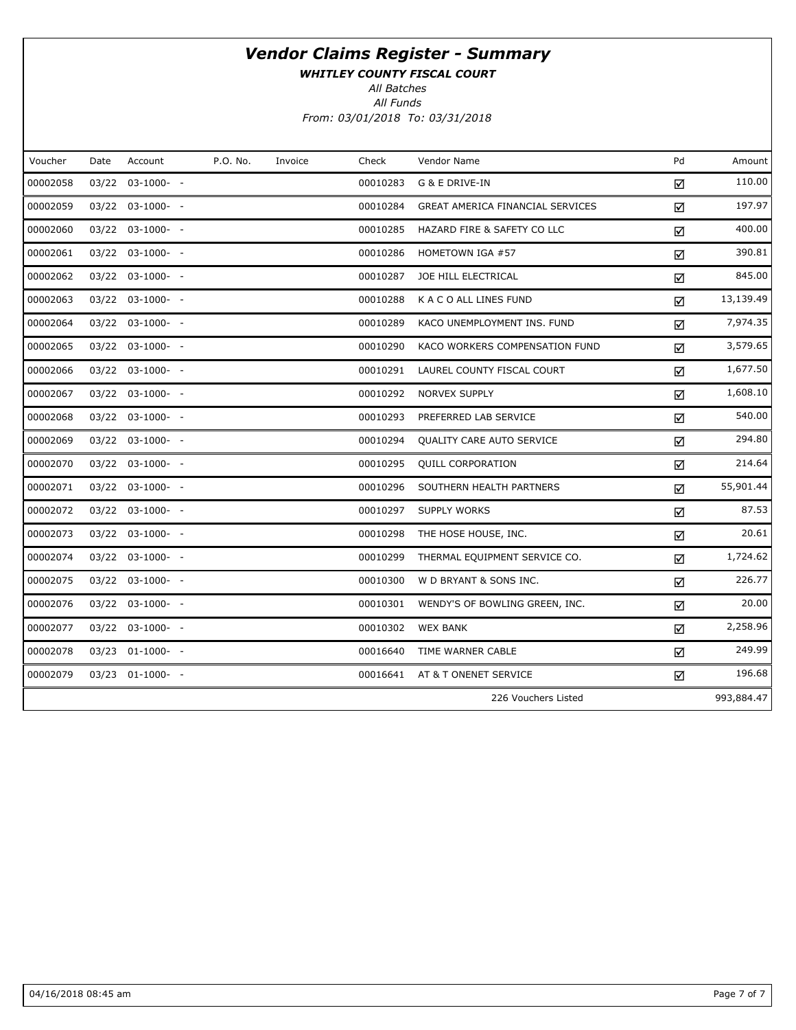# Vendor Claims Register - Summary

***WHITLEY COUNTY FISCAL COURT***

*All Batches*

*All Funds*

*From: 03/01/2018 To: 03/31/2018*

| Voucher | Date | Account | P.O. No. | Invoice | Check | Vendor Name | Pd | Amount |
|---|---|---|---|---|---|---|---|---|
| 00002058 | 03/22 | 03-1000- - | | | 00010283 | G & E DRIVE-IN | ☑ | 110.00 |
| 00002059 | 03/22 | 03-1000- - | | | 00010284 | GREAT AMERICA FINANCIAL SERVICES | ☑ | 197.97 |
| 00002060 | 03/22 | 03-1000- - | | | 00010285 | HAZARD FIRE & SAFETY CO LLC | ☑ | 400.00 |
| 00002061 | 03/22 | 03-1000- - | | | 00010286 | HOMETOWN IGA #57 | ☑ | 390.81 |
| 00002062 | 03/22 | 03-1000- - | | | 00010287 | JOE HILL ELECTRICAL | ☑ | 845.00 |
| 00002063 | 03/22 | 03-1000- - | | | 00010288 | K A C O ALL LINES FUND | ☑ | 13,139.49 |
| 00002064 | 03/22 | 03-1000- - | | | 00010289 | KACO UNEMPLOYMENT INS. FUND | ☑ | 7,974.35 |
| 00002065 | 03/22 | 03-1000- - | | | 00010290 | KACO WORKERS COMPENSATION FUND | ☑ | 3,579.65 |
| 00002066 | 03/22 | 03-1000- - | | | 00010291 | LAUREL COUNTY FISCAL COURT | ☑ | 1,677.50 |
| 00002067 | 03/22 | 03-1000- - | | | 00010292 | NORVEX SUPPLY | ☑ | 1,608.10 |
| 00002068 | 03/22 | 03-1000- - | | | 00010293 | PREFERRED LAB SERVICE | ☑ | 540.00 |
| 00002069 | 03/22 | 03-1000- - | | | 00010294 | QUALITY CARE AUTO SERVICE | ☑ | 294.80 |
| 00002070 | 03/22 | 03-1000- - | | | 00010295 | QUILL CORPORATION | ☑ | 214.64 |
| 00002071 | 03/22 | 03-1000- - | | | 00010296 | SOUTHERN HEALTH PARTNERS | ☑ | 55,901.44 |
| 00002072 | 03/22 | 03-1000- - | | | 00010297 | SUPPLY WORKS | ☑ | 87.53 |
| 00002073 | 03/22 | 03-1000- - | | | 00010298 | THE HOSE HOUSE, INC. | ☑ | 20.61 |
| 00002074 | 03/22 | 03-1000- - | | | 00010299 | THERMAL EQUIPMENT SERVICE CO. | ☑ | 1,724.62 |
| 00002075 | 03/22 | 03-1000- - | | | 00010300 | W D BRYANT & SONS INC. | ☑ | 226.77 |
| 00002076 | 03/22 | 03-1000- - | | | 00010301 | WENDY'S OF BOWLING GREEN, INC. | ☑ | 20.00 |
| 00002077 | 03/22 | 03-1000- - | | | 00010302 | WEX BANK | ☑ | 2,258.96 |
| 00002078 | 03/23 | 01-1000- - | | | 00016640 | TIME WARNER CABLE | ☑ | 249.99 |
| 00002079 | 03/23 | 01-1000- - | | | 00016641 | AT & T ONENET SERVICE | ☑ | 196.68 |
| | | | | | | 226 Vouchers Listed | | 993,884.47 |

04/16/2018 08:45 am